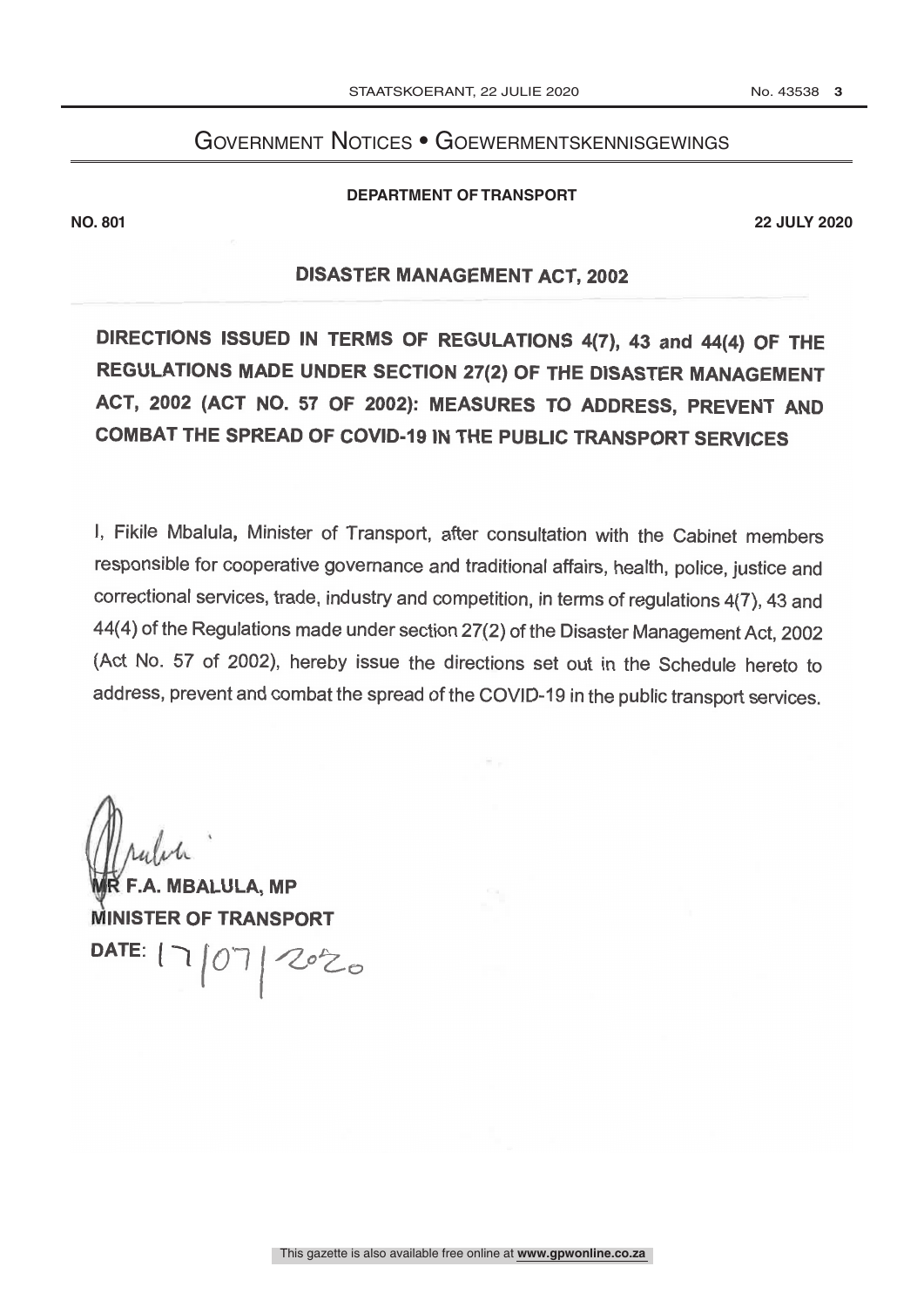# Government Notices • Goewermentskennisgewings

**DEPARTMENT OF TRANSPORT**

**NO. 801** **22 JULY 2020**

## DISASTER MANAGEMENT ACT, 2002

**DIRECTIONS ISSUED IN TERMS OF REGULATIONS 4(7), 43 and 44(4) OF THE REGULATIONS MADE UNDER SECTION 27(2) OF THE DISASTER MANAGEMENT ACT, 2002 (ACT NO. 57 OF 2002): MEASURES TO ADDRESS, PREVENT AND COMBAT THE SPREAD OF COVID-19 IN THE PUBLIC TRANSPORT SERVICES**

I, Fikile Mbalula, Minister of Transport, after consultation with the Cabinet members responsible for cooperative governance and traditional affairs, health, police, justice and correctional services, trade, industry and competition, in terms of regulations 4(7), 43 and 44(4) of the Regulations made under section 27(2) of the Disaster Management Act, 2002 (Act No. 57 of 2002), hereby issue the directions set out in the Schedule hereto to address, prevent and combat the spread of the COVID-19 in the public transport services.

**MR F.A. MBALULA, MP**
**MINISTER OF TRANSPORT**
**DATE:** 17/07/2020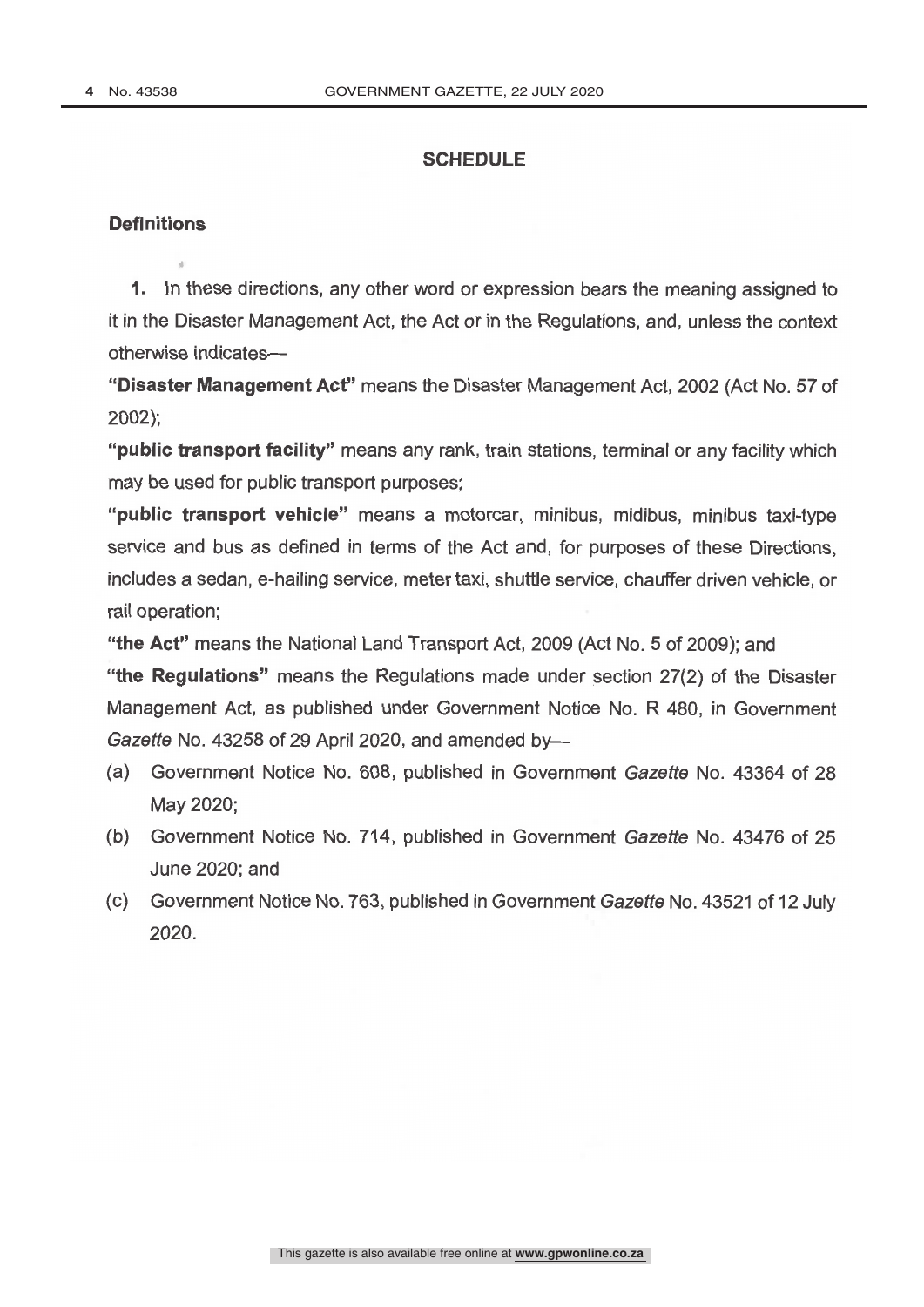## SCHEDULE

### Definitions

**1.** In these directions, any other word or expression bears the meaning assigned to it in the Disaster Management Act, the Act or in the Regulations, and, unless the context otherwise indicates—

**"Disaster Management Act"** means the Disaster Management Act, 2002 (Act No. 57 of 2002);

**"public transport facility"** means any rank, train stations, terminal or any facility which may be used for public transport purposes;

**"public transport vehicle"** means a motorcar, minibus, midibus, minibus taxi-type service and bus as defined in terms of the Act and, for purposes of these Directions, includes a sedan, e-hailing service, meter taxi, shuttle service, chauffer driven vehicle, or rail operation;

**"the Act"** means the National Land Transport Act, 2009 (Act No. 5 of 2009); and

**"the Regulations"** means the Regulations made under section 27(2) of the Disaster Management Act, as published under Government Notice No. R 480, in Government *Gazette* No. 43258 of 29 April 2020, and amended by—

(a) Government Notice No. 608, published in Government *Gazette* No. 43364 of 28 May 2020;

(b) Government Notice No. 714, published in Government *Gazette* No. 43476 of 25 June 2020; and

(c) Government Notice No. 763, published in Government *Gazette* No. 43521 of 12 July 2020.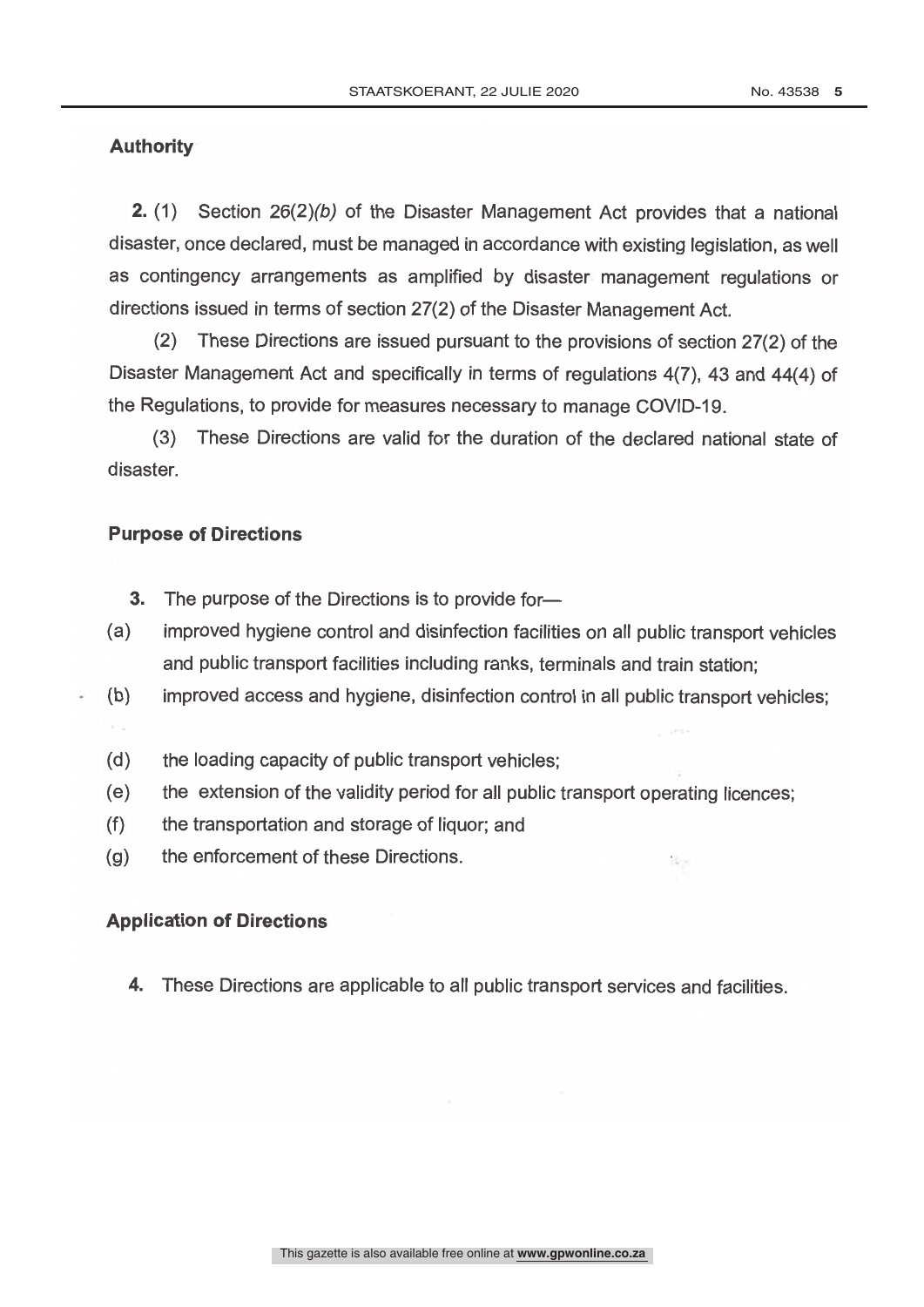## Authority

**2.** (1) Section 26(2)*(b)* of the Disaster Management Act provides that a national disaster, once declared, must be managed in accordance with existing legislation, as well as contingency arrangements as amplified by disaster management regulations or directions issued in terms of section 27(2) of the Disaster Management Act.

(2) These Directions are issued pursuant to the provisions of section 27(2) of the Disaster Management Act and specifically in terms of regulations 4(7), 43 and 44(4) of the Regulations, to provide for measures necessary to manage COVID-19.

(3) These Directions are valid for the duration of the declared national state of disaster.

## Purpose of Directions

**3.** The purpose of the Directions is to provide for—

(a) improved hygiene control and disinfection facilities on all public transport vehicles and public transport facilities including ranks, terminals and train station;

(b) improved access and hygiene, disinfection control in all public transport vehicles;

(d) the loading capacity of public transport vehicles;

(e) the extension of the validity period for all public transport operating licences;

(f) the transportation and storage of liquor; and

(g) the enforcement of these Directions.

## Application of Directions

**4.** These Directions are applicable to all public transport services and facilities.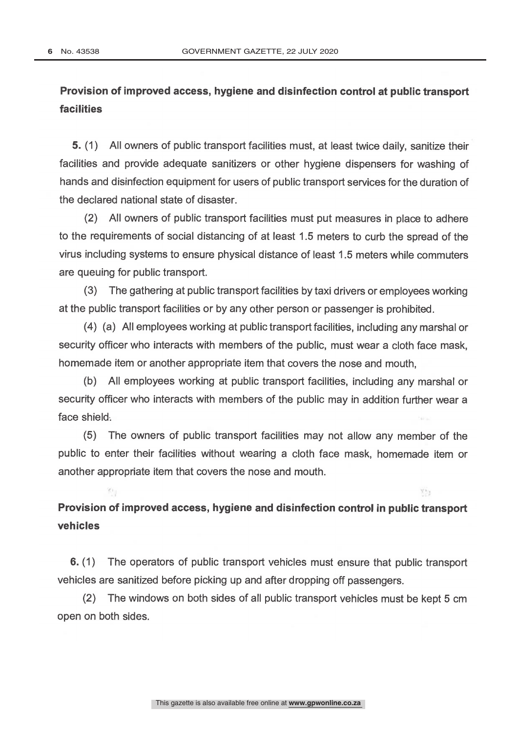## Provision of improved access, hygiene and disinfection control at public transport facilities

**5.** (1) All owners of public transport facilities must, at least twice daily, sanitize their facilities and provide adequate sanitizers or other hygiene dispensers for washing of hands and disinfection equipment for users of public transport services for the duration of the declared national state of disaster.

(2) All owners of public transport facilities must put measures in place to adhere to the requirements of social distancing of at least 1.5 meters to curb the spread of the virus including systems to ensure physical distance of least 1.5 meters while commuters are queuing for public transport.

(3) The gathering at public transport facilities by taxi drivers or employees working at the public transport facilities or by any other person or passenger is prohibited.

(4) (a) All employees working at public transport facilities, including any marshal or security officer who interacts with members of the public, must wear a cloth face mask, homemade item or another appropriate item that covers the nose and mouth,

(b) All employees working at public transport facilities, including any marshal or security officer who interacts with members of the public may in addition further wear a face shield.

(5) The owners of public transport facilities may not allow any member of the public to enter their facilities without wearing a cloth face mask, homemade item or another appropriate item that covers the nose and mouth.

## Provision of improved access, hygiene and disinfection control in public transport vehicles

**6.** (1) The operators of public transport vehicles must ensure that public transport vehicles are sanitized before picking up and after dropping off passengers.

(2) The windows on both sides of all public transport vehicles must be kept 5 cm open on both sides.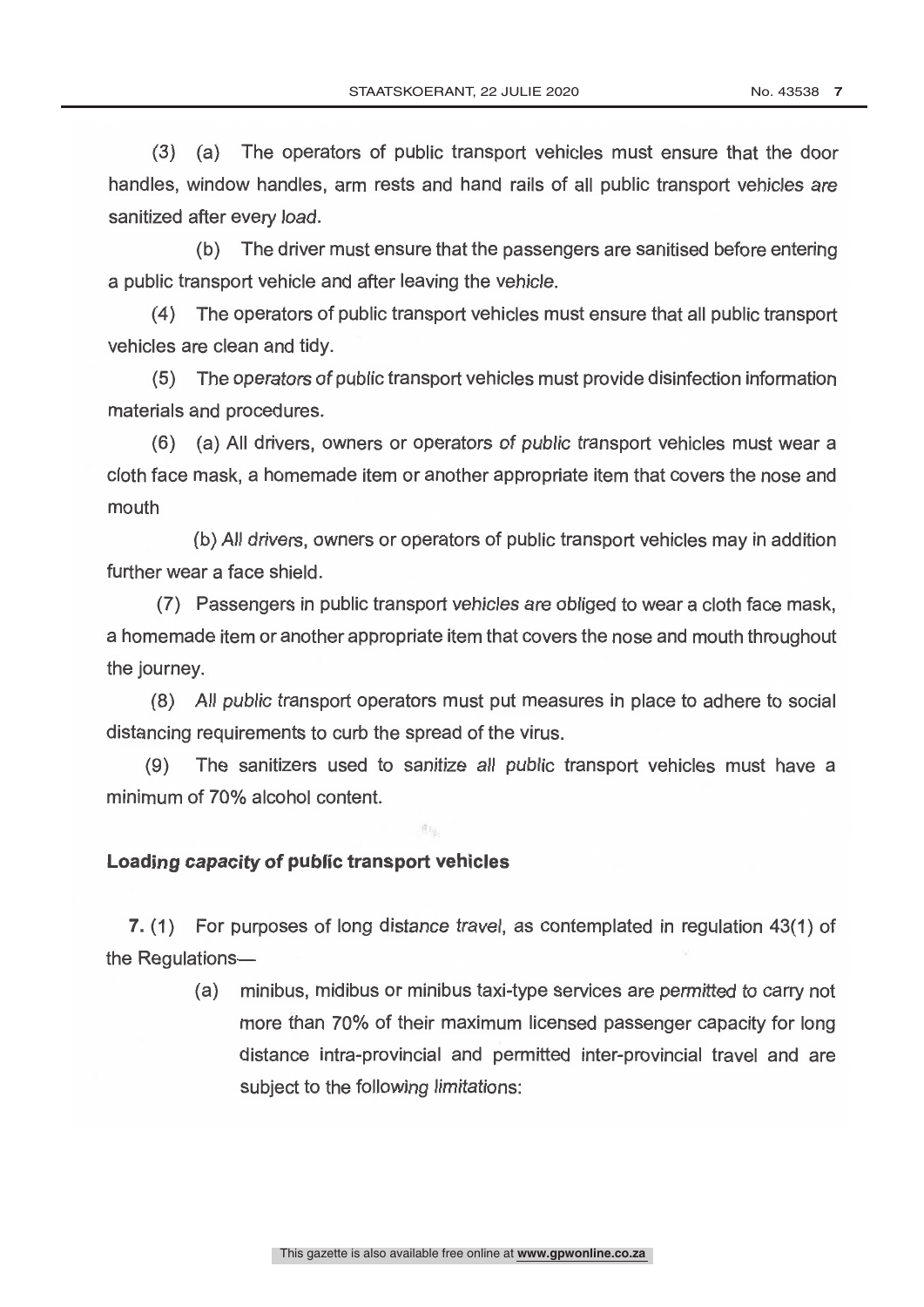(3) (a) The operators of public transport vehicles must ensure that the door handles, window handles, arm rests and hand rails of all public transport vehicles are sanitized after every load.

(b) The driver must ensure that the passengers are sanitised before entering a public transport vehicle and after leaving the vehicle.

(4) The operators of public transport vehicles must ensure that all public transport vehicles are clean and tidy.

(5) The operators of public transport vehicles must provide disinfection information materials and procedures.

(6) (a) All drivers, owners or operators of public transport vehicles must wear a cloth face mask, a homemade item or another appropriate item that covers the nose and mouth

(b) All drivers, owners or operators of public transport vehicles may in addition further wear a face shield.

(7) Passengers in public transport vehicles are obliged to wear a cloth face mask, a homemade item or another appropriate item that covers the nose and mouth throughout the journey.

(8) All public transport operators must put measures in place to adhere to social distancing requirements to curb the spread of the virus.

(9) The sanitizers used to sanitize all public transport vehicles must have a minimum of 70% alcohol content.

**Loading capacity of public transport vehicles**

**7.** (1) For purposes of long distance travel, as contemplated in regulation 43(1) of the Regulations—

(a) minibus, midibus or minibus taxi-type services are permitted to carry not more than 70% of their maximum licensed passenger capacity for long distance intra-provincial and permitted inter-provincial travel and are subject to the following limitations: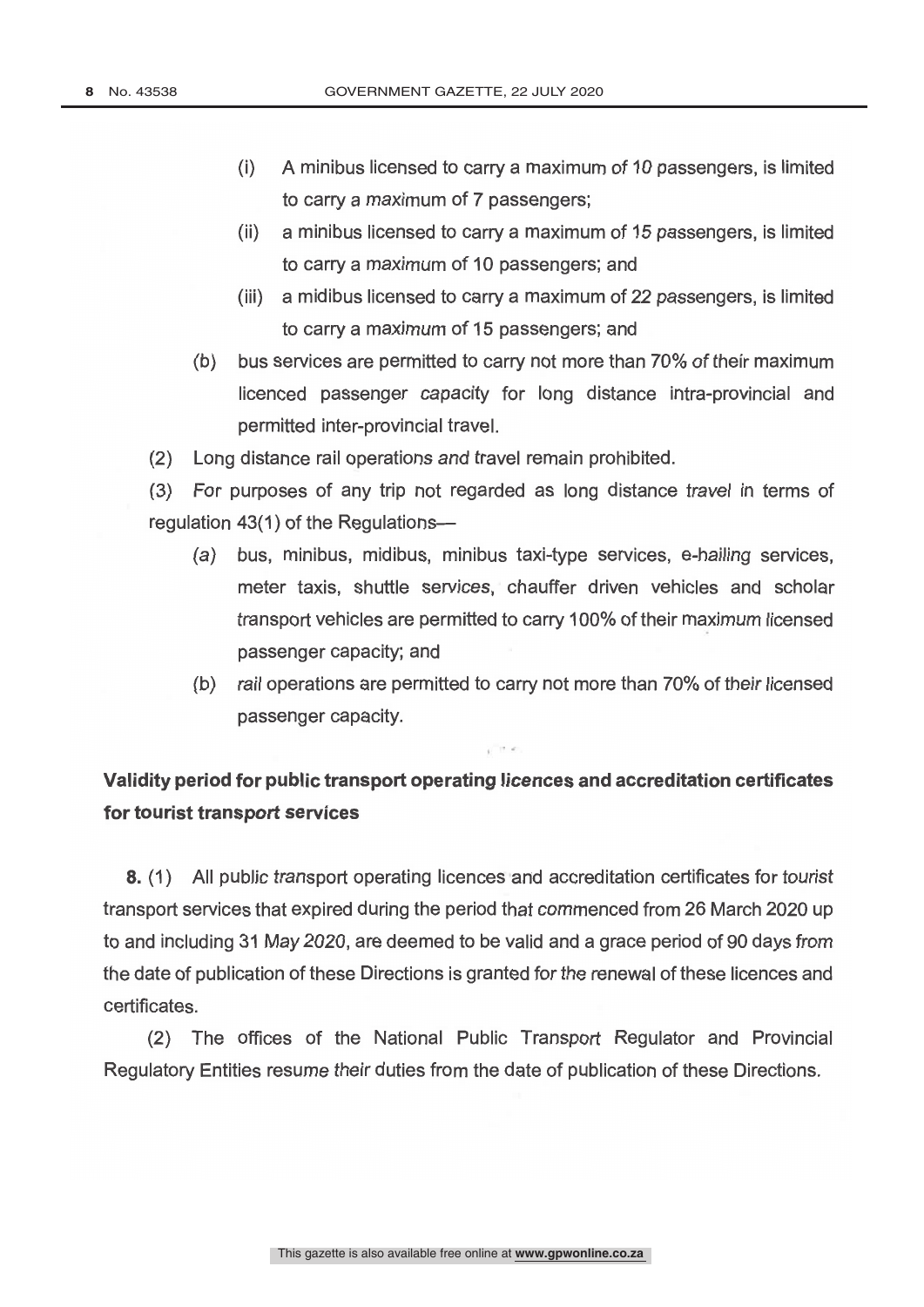(i) A minibus licensed to carry a maximum of 10 passengers, is limited to carry a maximum of 7 passengers;

(ii) a minibus licensed to carry a maximum of 15 passengers, is limited to carry a maximum of 10 passengers; and

(iii) a midibus licensed to carry a maximum of 22 passengers, is limited to carry a maximum of 15 passengers; and

(b) bus services are permitted to carry not more than 70% of their maximum licenced passenger capacity for long distance intra-provincial and permitted inter-provincial travel.

(2) Long distance rail operations and travel remain prohibited.

(3) For purposes of any trip not regarded as long distance travel in terms of regulation 43(1) of the Regulations—

(a) bus, minibus, midibus, minibus taxi-type services, e-hailing services, meter taxis, shuttle services, chauffer driven vehicles and scholar transport vehicles are permitted to carry 100% of their maximum licensed passenger capacity; and

(b) rail operations are permitted to carry not more than 70% of their licensed passenger capacity.

## Validity period for public transport operating licences and accreditation certificates for tourist transport services

**8.** (1) All public transport operating licences and accreditation certificates for tourist transport services that expired during the period that commenced from 26 March 2020 up to and including 31 May 2020, are deemed to be valid and a grace period of 90 days from the date of publication of these Directions is granted for the renewal of these licences and certificates.

(2) The offices of the National Public Transport Regulator and Provincial Regulatory Entities resume their duties from the date of publication of these Directions.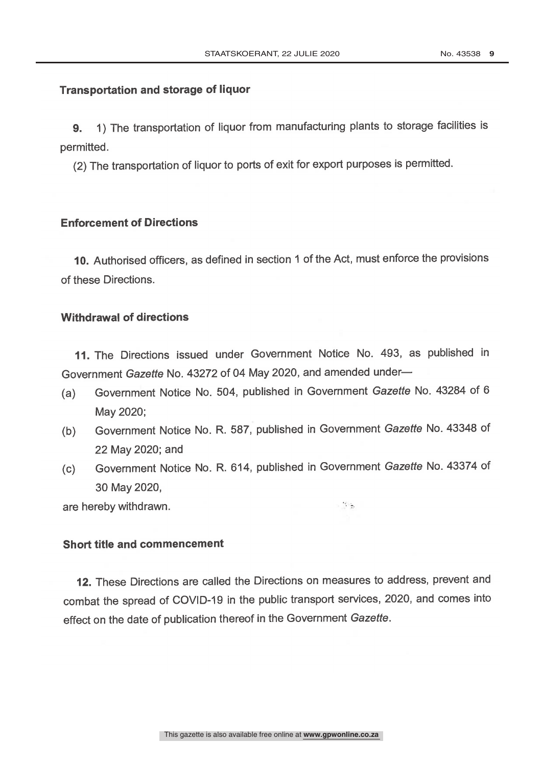## Transportation and storage of liquor

**9.** 1) The transportation of liquor from manufacturing plants to storage facilities is permitted.

(2) The transportation of liquor to ports of exit for export purposes is permitted.

## Enforcement of Directions

**10.** Authorised officers, as defined in section 1 of the Act, must enforce the provisions of these Directions.

## Withdrawal of directions

**11.** The Directions issued under Government Notice No. 493, as published in Government *Gazette* No. 43272 of 04 May 2020, and amended under—

(a) Government Notice No. 504, published in Government *Gazette* No. 43284 of 6 May 2020;

(b) Government Notice No. R. 587, published in Government *Gazette* No. 43348 of 22 May 2020; and

(c) Government Notice No. R. 614, published in Government *Gazette* No. 43374 of 30 May 2020,

are hereby withdrawn.

## Short title and commencement

**12.** These Directions are called the Directions on measures to address, prevent and combat the spread of COVID-19 in the public transport services, 2020, and comes into effect on the date of publication thereof in the Government *Gazette*.